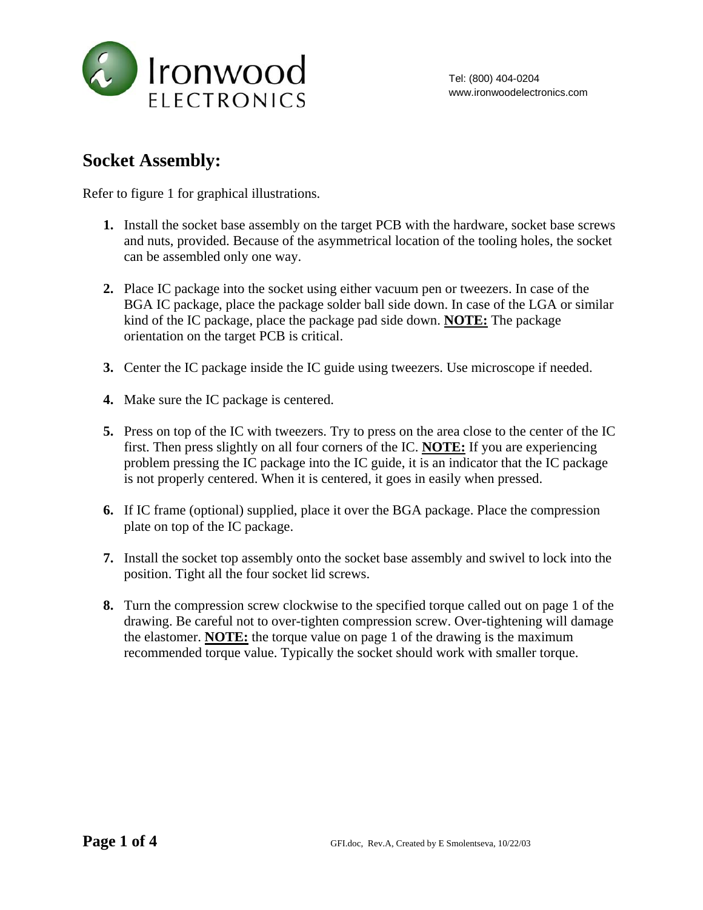Ironwood ELECTRONICS

Tel: (800) 404-0204
www.ironwoodelectronics.com

## Socket Assembly:

Refer to figure 1 for graphical illustrations.

1. Install the socket base assembly on the target PCB with the hardware, socket base screws and nuts, provided. Because of the asymmetrical location of the tooling holes, the socket can be assembled only one way.

2. Place IC package into the socket using either vacuum pen or tweezers. In case of the BGA IC package, place the package solder ball side down. In case of the LGA or similar kind of the IC package, place the package pad side down. **NOTE:** The package orientation on the target PCB is critical.

3. Center the IC package inside the IC guide using tweezers. Use microscope if needed.

4. Make sure the IC package is centered.

5. Press on top of the IC with tweezers. Try to press on the area close to the center of the IC first. Then press slightly on all four corners of the IC. **NOTE:** If you are experiencing problem pressing the IC package into the IC guide, it is an indicator that the IC package is not properly centered. When it is centered, it goes in easily when pressed.

6. If IC frame (optional) supplied, place it over the BGA package. Place the compression plate on top of the IC package.

7. Install the socket top assembly onto the socket base assembly and swivel to lock into the position. Tight all the four socket lid screws.

8. Turn the compression screw clockwise to the specified torque called out on page 1 of the drawing. Be careful not to over-tighten compression screw. Over-tightening will damage the elastomer. **NOTE:** the torque value on page 1 of the drawing is the maximum recommended torque value. Typically the socket should work with smaller torque.

GFI.doc, Rev.A, Created by E Smolentseva, 10/22/03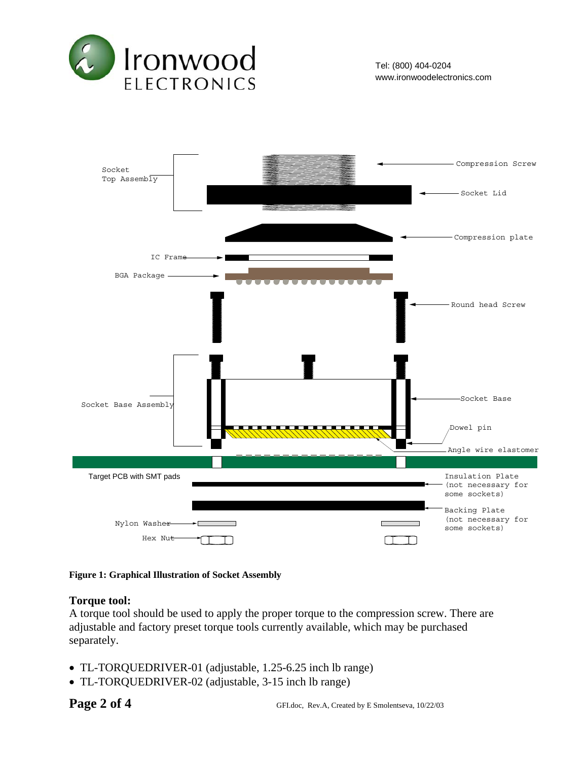Figure 1: Graphical Illustration of Socket Assembly

## Torque tool:

A torque tool should be used to apply the proper torque to the compression screw. There are adjustable and factory preset torque tools currently available, which may be purchased separately.

- TL-TORQUEDRIVER-01 (adjustable, 1.25-6.25 inch lb range)
- TL-TORQUEDRIVER-02 (adjustable, 3-15 inch lb range)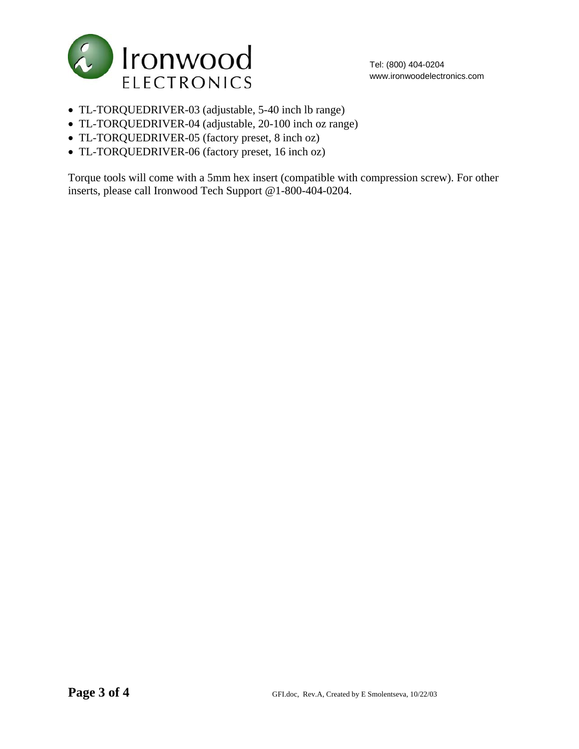- TL-TORQUEDRIVER-03 (adjustable, 5-40 inch lb range)
- TL-TORQUEDRIVER-04 (adjustable, 20-100 inch oz range)
- TL-TORQUEDRIVER-05 (factory preset, 8 inch oz)
- TL-TORQUEDRIVER-06 (factory preset, 16 inch oz)

Torque tools will come with a 5mm hex insert (compatible with compression screw). For other inserts, please call Ironwood Tech Support @1-800-404-0204.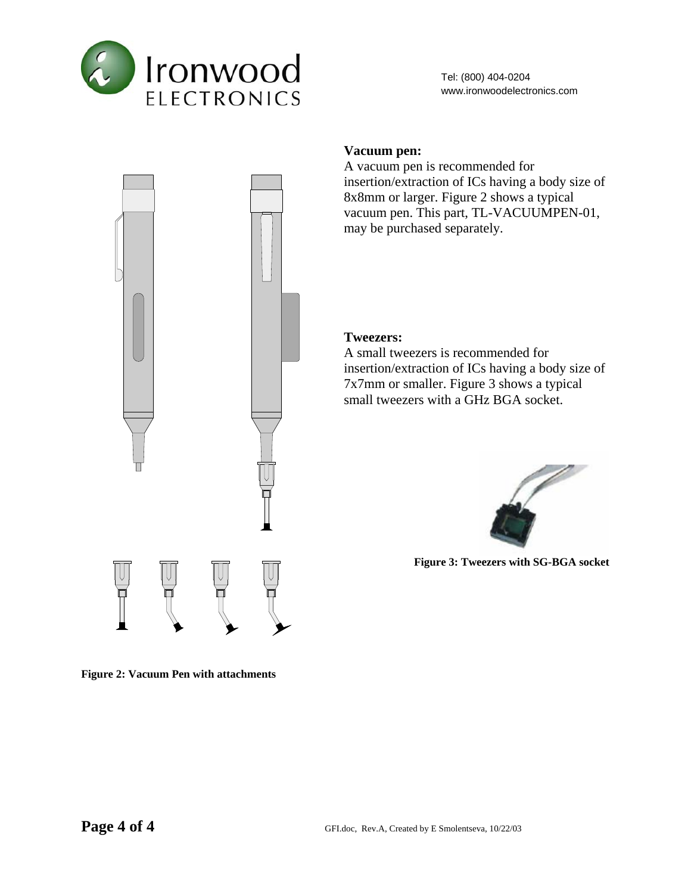**Vacuum pen:**

A vacuum pen is recommended for insertion/extraction of ICs having a body size of 8x8mm or larger. Figure 2 shows a typical vacuum pen. This part, TL-VACUUMPEN-01, may be purchased separately.

**Tweezers:**

A small tweezers is recommended for insertion/extraction of ICs having a body size of 7x7mm or smaller. Figure 3 shows a typical small tweezers with a GHz BGA socket.

**Figure 3: Tweezers with SG-BGA socket**

**Figure 2: Vacuum Pen with attachments**

GFI.doc, Rev.A, Created by E Smolentseva, 10/22/03